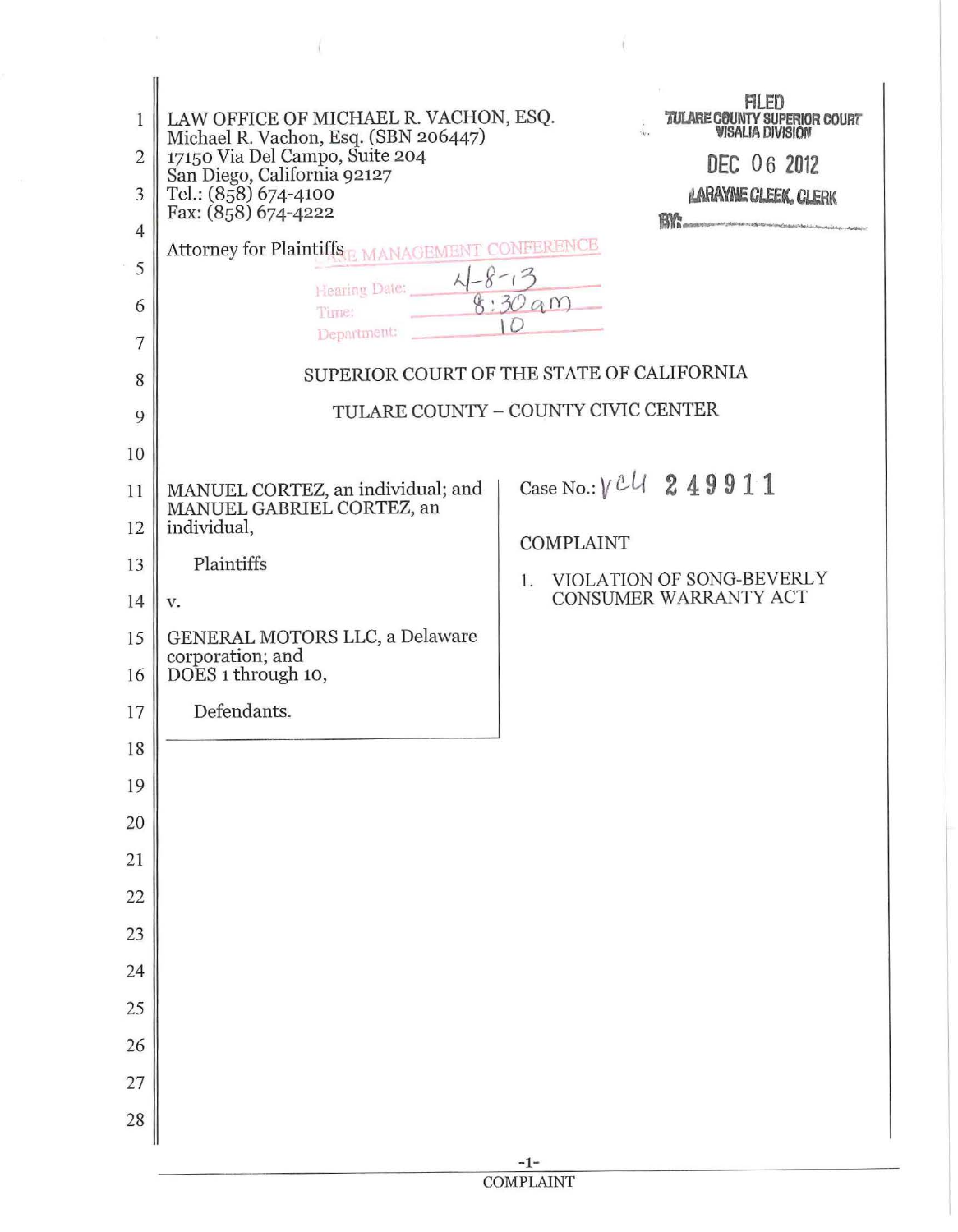LAW OFFICE OF MICHAEL R. VACHON, ESQ.
Michael R. Vachon, Esq. (SBN 206447)
17150 Via Del Campo, Suite 204
San Diego, California 92127
Tel.: (858) 674-4100
Fax: (858) 674-4222

Attorney for Plaintiffs

FILED
TULARE COUNTY SUPERIOR COURT
VISALIA DIVISION
DEC 06 2012
LARAYNE CLEEK, CLERK
BY:

CASE MANAGEMENT CONFERENCE
Hearing Date: 4-8-13
Time: 8:30 am
Department: 10

SUPERIOR COURT OF THE STATE OF CALIFORNIA

TULARE COUNTY – COUNTY CIVIC CENTER

MANUEL CORTEZ, an individual; and MANUEL GABRIEL CORTEZ, an individual,

Plaintiffs

v.

GENERAL MOTORS LLC, a Delaware corporation; and DOES 1 through 10,

Defendants.

Case No.: VCU 249911

COMPLAINT

1. VIOLATION OF SONG-BEVERLY CONSUMER WARRANTY ACT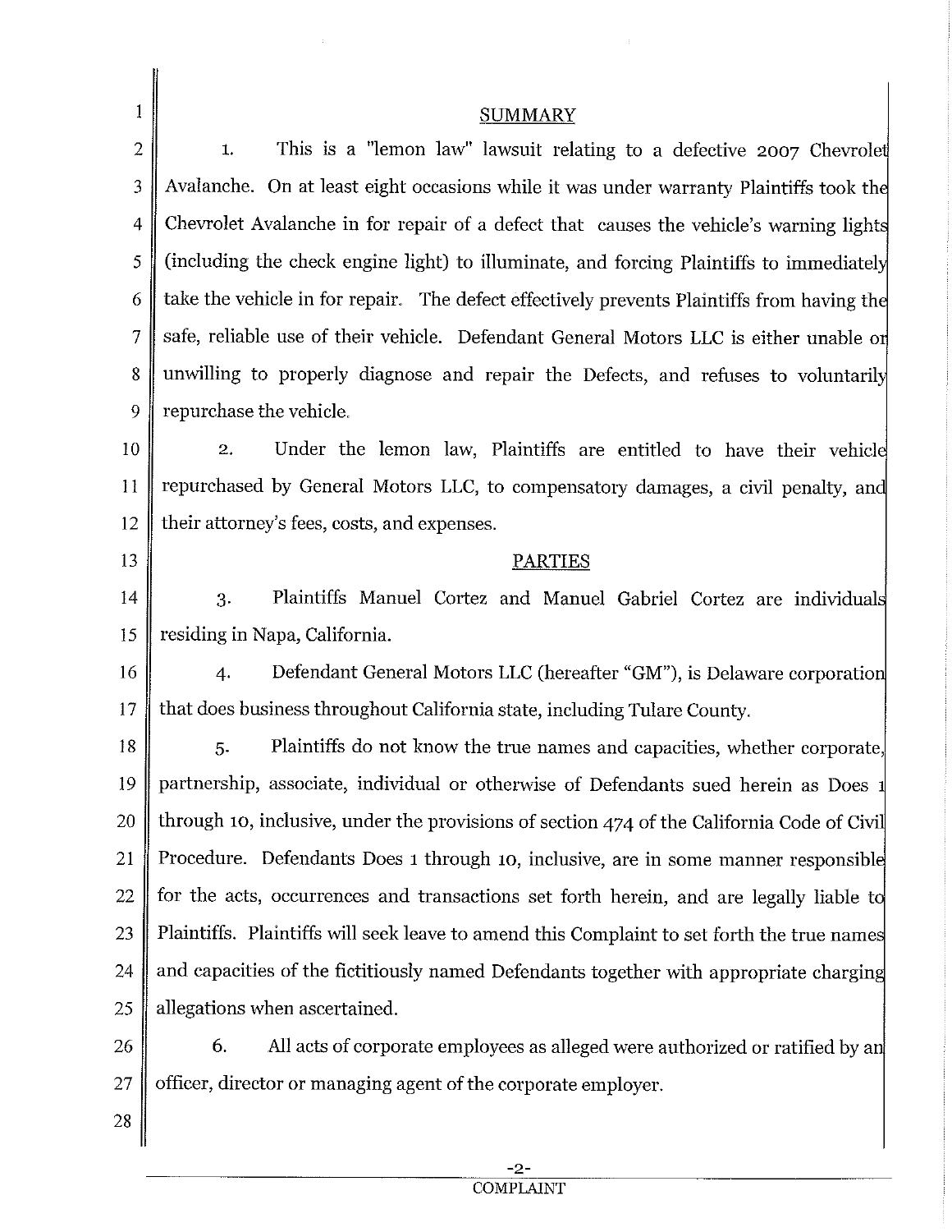## SUMMARY

1. This is a "lemon law" lawsuit relating to a defective 2007 Chevrolet Avalanche. On at least eight occasions while it was under warranty Plaintiffs took the Chevrolet Avalanche in for repair of a defect that causes the vehicle's warning lights (including the check engine light) to illuminate, and forcing Plaintiffs to immediately take the vehicle in for repair. The defect effectively prevents Plaintiffs from having the safe, reliable use of their vehicle. Defendant General Motors LLC is either unable or unwilling to properly diagnose and repair the Defects, and refuses to voluntarily repurchase the vehicle.

2. Under the lemon law, Plaintiffs are entitled to have their vehicle repurchased by General Motors LLC, to compensatory damages, a civil penalty, and their attorney's fees, costs, and expenses.

## PARTIES

3. Plaintiffs Manuel Cortez and Manuel Gabriel Cortez are individuals residing in Napa, California.

4. Defendant General Motors LLC (hereafter "GM"), is Delaware corporation that does business throughout California state, including Tulare County.

5. Plaintiffs do not know the true names and capacities, whether corporate, partnership, associate, individual or otherwise of Defendants sued herein as Does 1 through 10, inclusive, under the provisions of section 474 of the California Code of Civil Procedure. Defendants Does 1 through 10, inclusive, are in some manner responsible for the acts, occurrences and transactions set forth herein, and are legally liable to Plaintiffs. Plaintiffs will seek leave to amend this Complaint to set forth the true names and capacities of the fictitiously named Defendants together with appropriate charging allegations when ascertained.

6. All acts of corporate employees as alleged were authorized or ratified by an officer, director or managing agent of the corporate employer.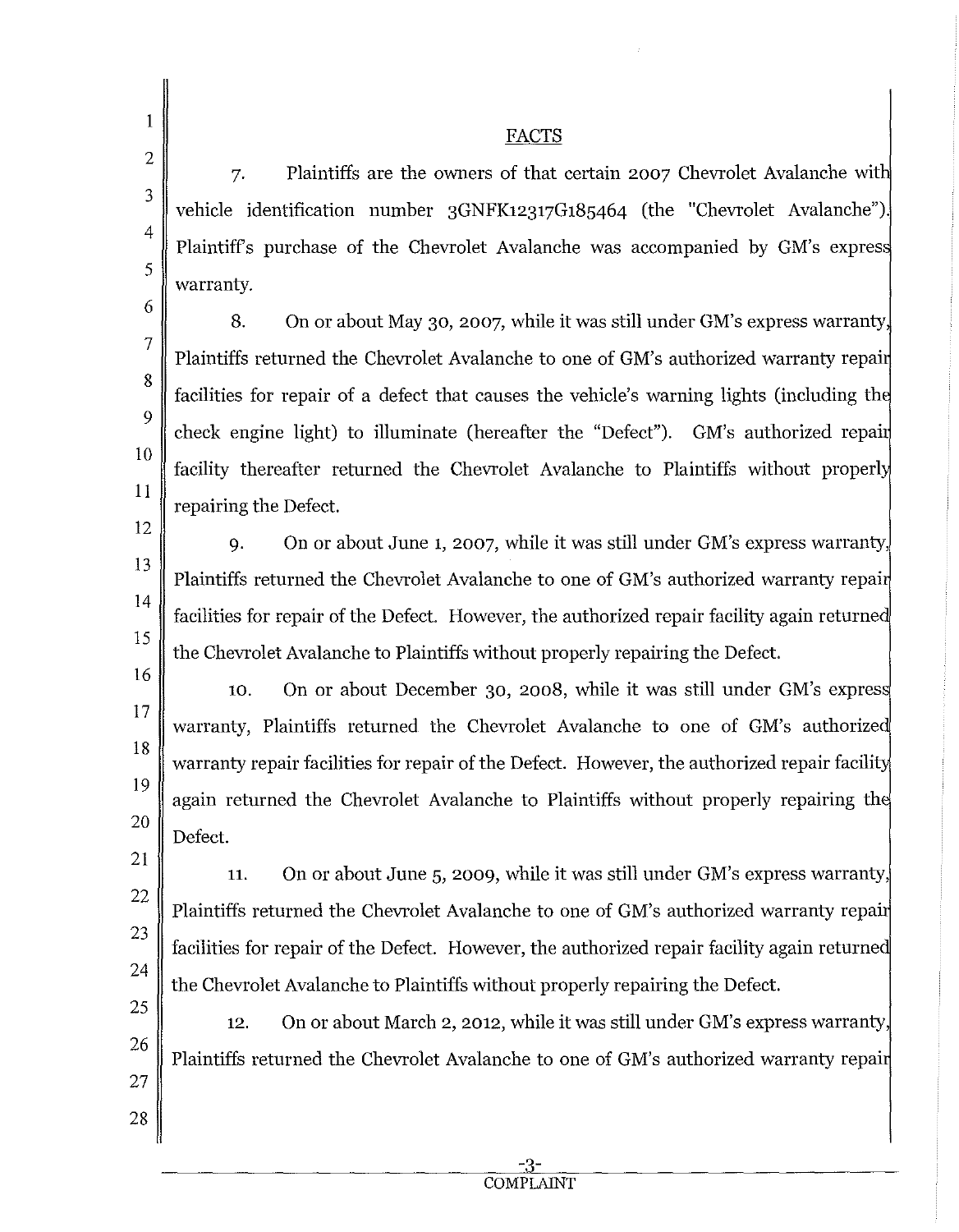## FACTS

7. Plaintiffs are the owners of that certain 2007 Chevrolet Avalanche with vehicle identification number 3GNFK12317G185464 (the "Chevrolet Avalanche"). Plaintiff's purchase of the Chevrolet Avalanche was accompanied by GM's express warranty.

8. On or about May 30, 2007, while it was still under GM's express warranty, Plaintiffs returned the Chevrolet Avalanche to one of GM's authorized warranty repair facilities for repair of a defect that causes the vehicle's warning lights (including the check engine light) to illuminate (hereafter the "Defect"). GM's authorized repair facility thereafter returned the Chevrolet Avalanche to Plaintiffs without properly repairing the Defect.

9. On or about June 1, 2007, while it was still under GM's express warranty, Plaintiffs returned the Chevrolet Avalanche to one of GM's authorized warranty repair facilities for repair of the Defect. However, the authorized repair facility again returned the Chevrolet Avalanche to Plaintiffs without properly repairing the Defect.

10. On or about December 30, 2008, while it was still under GM's express warranty, Plaintiffs returned the Chevrolet Avalanche to one of GM's authorized warranty repair facilities for repair of the Defect. However, the authorized repair facility again returned the Chevrolet Avalanche to Plaintiffs without properly repairing the Defect.

11. On or about June 5, 2009, while it was still under GM's express warranty, Plaintiffs returned the Chevrolet Avalanche to one of GM's authorized warranty repair facilities for repair of the Defect. However, the authorized repair facility again returned the Chevrolet Avalanche to Plaintiffs without properly repairing the Defect.

12. On or about March 2, 2012, while it was still under GM's express warranty, Plaintiffs returned the Chevrolet Avalanche to one of GM's authorized warranty repair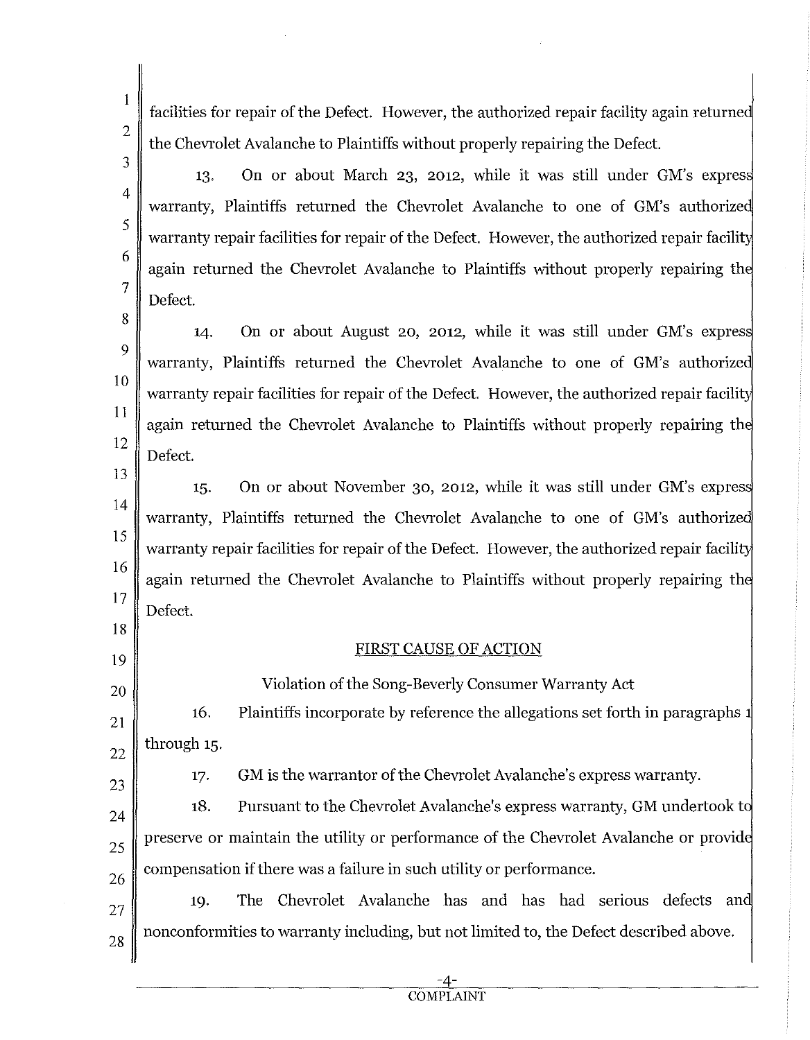facilities for repair of the Defect. However, the authorized repair facility again returned the Chevrolet Avalanche to Plaintiffs without properly repairing the Defect.

13. On or about March 23, 2012, while it was still under GM's express warranty, Plaintiffs returned the Chevrolet Avalanche to one of GM's authorized warranty repair facilities for repair of the Defect. However, the authorized repair facility again returned the Chevrolet Avalanche to Plaintiffs without properly repairing the Defect.

14. On or about August 20, 2012, while it was still under GM's express warranty, Plaintiffs returned the Chevrolet Avalanche to one of GM's authorized warranty repair facilities for repair of the Defect. However, the authorized repair facility again returned the Chevrolet Avalanche to Plaintiffs without properly repairing the Defect.

15. On or about November 30, 2012, while it was still under GM's express warranty, Plaintiffs returned the Chevrolet Avalanche to one of GM's authorized warranty repair facilities for repair of the Defect. However, the authorized repair facility again returned the Chevrolet Avalanche to Plaintiffs without properly repairing the Defect.

## FIRST CAUSE OF ACTION

### Violation of the Song-Beverly Consumer Warranty Act

16. Plaintiffs incorporate by reference the allegations set forth in paragraphs 1 through 15.

17. GM is the warrantor of the Chevrolet Avalanche's express warranty.

18. Pursuant to the Chevrolet Avalanche's express warranty, GM undertook to preserve or maintain the utility or performance of the Chevrolet Avalanche or provide compensation if there was a failure in such utility or performance.

19. The Chevrolet Avalanche has and has had serious defects and nonconformities to warranty including, but not limited to, the Defect described above.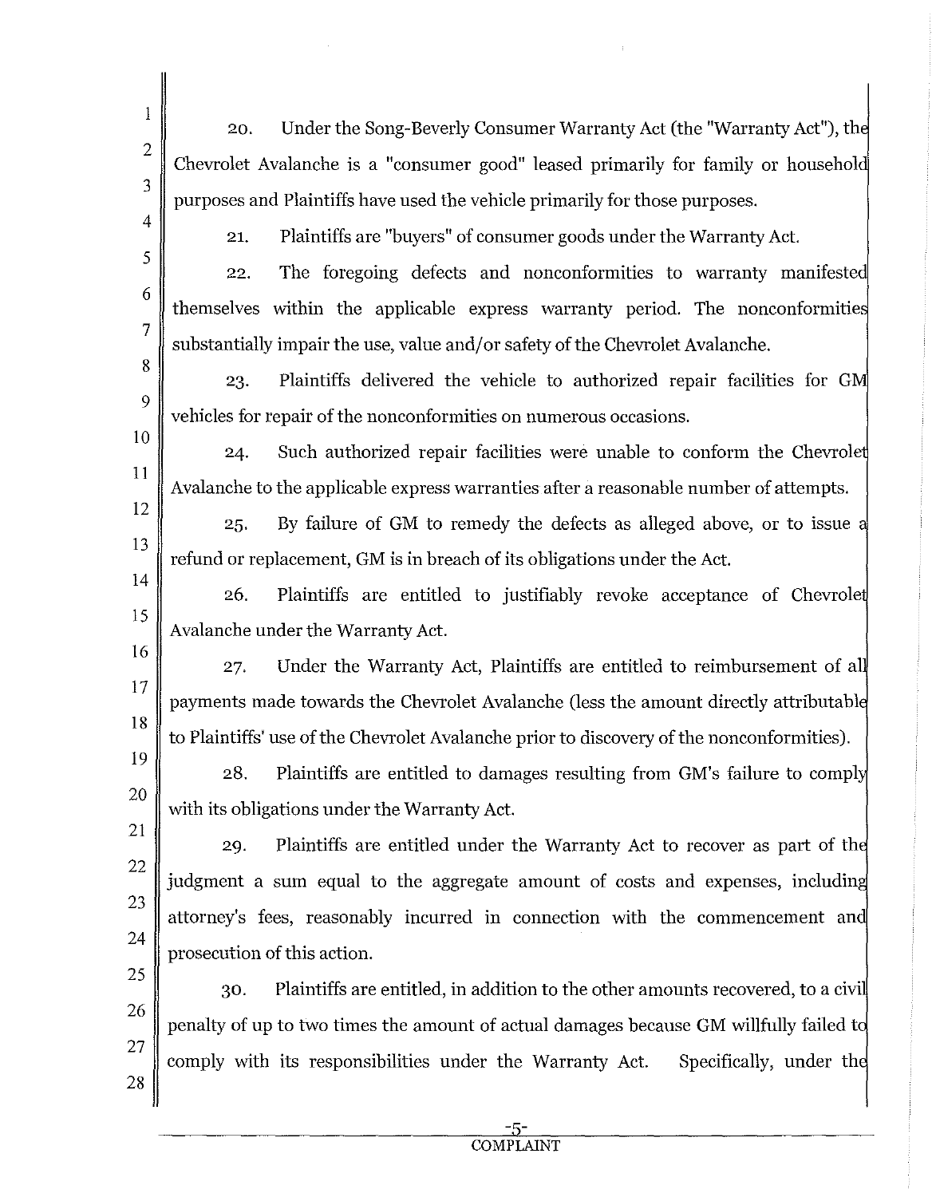20. Under the Song-Beverly Consumer Warranty Act (the "Warranty Act"), the Chevrolet Avalanche is a "consumer good" leased primarily for family or household purposes and Plaintiffs have used the vehicle primarily for those purposes.

21. Plaintiffs are "buyers" of consumer goods under the Warranty Act.

22. The foregoing defects and nonconformities to warranty manifested themselves within the applicable express warranty period. The nonconformities substantially impair the use, value and/or safety of the Chevrolet Avalanche.

23. Plaintiffs delivered the vehicle to authorized repair facilities for GM vehicles for repair of the nonconformities on numerous occasions.

24. Such authorized repair facilities were unable to conform the Chevrolet Avalanche to the applicable express warranties after a reasonable number of attempts.

25. By failure of GM to remedy the defects as alleged above, or to issue a refund or replacement, GM is in breach of its obligations under the Act.

26. Plaintiffs are entitled to justifiably revoke acceptance of Chevrolet Avalanche under the Warranty Act.

27. Under the Warranty Act, Plaintiffs are entitled to reimbursement of all payments made towards the Chevrolet Avalanche (less the amount directly attributable to Plaintiffs' use of the Chevrolet Avalanche prior to discovery of the nonconformities).

28. Plaintiffs are entitled to damages resulting from GM's failure to comply with its obligations under the Warranty Act.

29. Plaintiffs are entitled under the Warranty Act to recover as part of the judgment a sum equal to the aggregate amount of costs and expenses, including attorney's fees, reasonably incurred in connection with the commencement and prosecution of this action.

30. Plaintiffs are entitled, in addition to the other amounts recovered, to a civil penalty of up to two times the amount of actual damages because GM willfully failed to comply with its responsibilities under the Warranty Act. Specifically, under the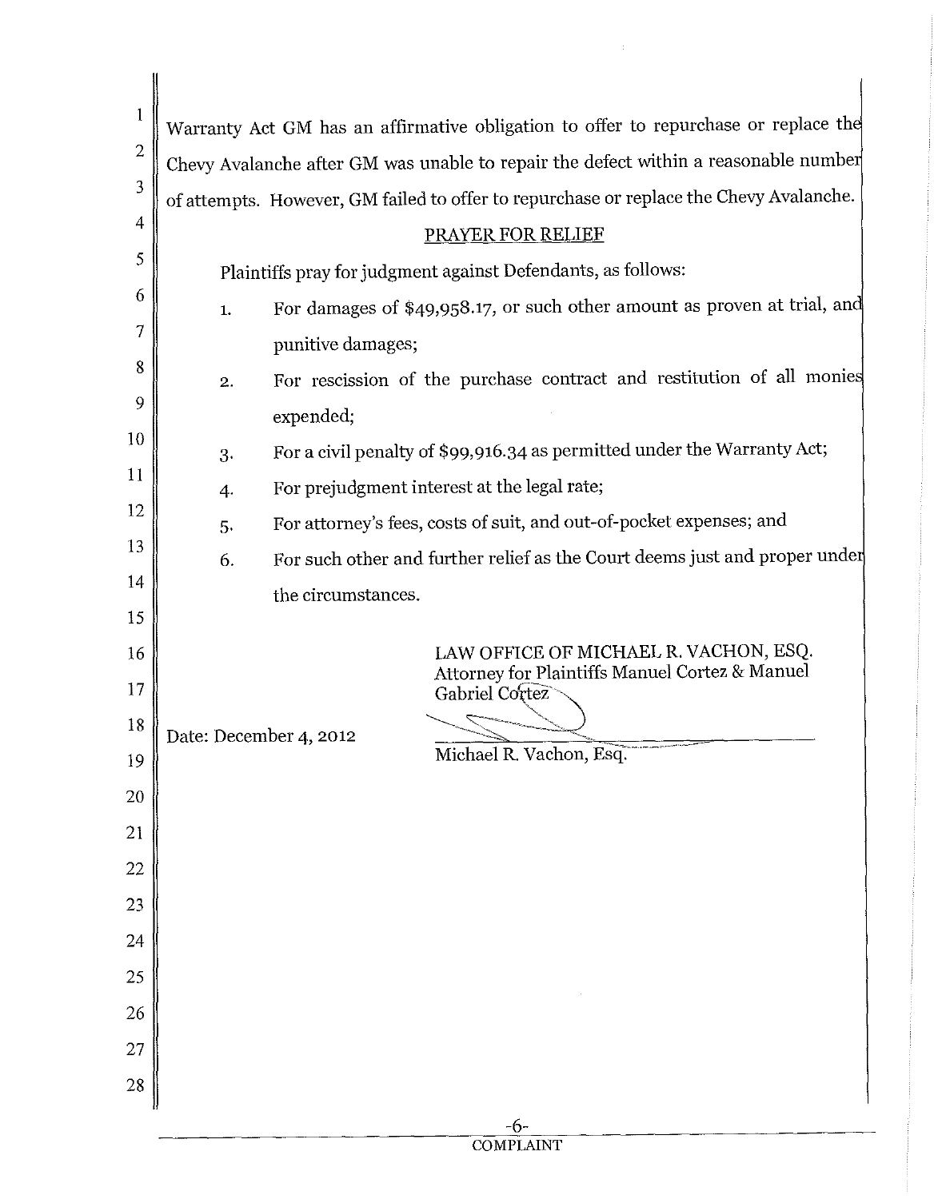Warranty Act GM has an affirmative obligation to offer to repurchase or replace the Chevy Avalanche after GM was unable to repair the defect within a reasonable number of attempts. However, GM failed to offer to repurchase or replace the Chevy Avalanche.

## PRAYER FOR RELIEF

Plaintiffs pray for judgment against Defendants, as follows:

1. For damages of $49,958.17, or such other amount as proven at trial, and punitive damages;
2. For rescission of the purchase contract and restitution of all monies expended;
3. For a civil penalty of $99,916.34 as permitted under the Warranty Act;
4. For prejudgment interest at the legal rate;
5. For attorney's fees, costs of suit, and out-of-pocket expenses; and
6. For such other and further relief as the Court deems just and proper under the circumstances.

LAW OFFICE OF MICHAEL R. VACHON, ESQ.
Attorney for Plaintiffs Manuel Cortez & Manuel Gabriel Cortez

Date: December 4, 2012

Michael R. Vachon, Esq.

COMPLAINT